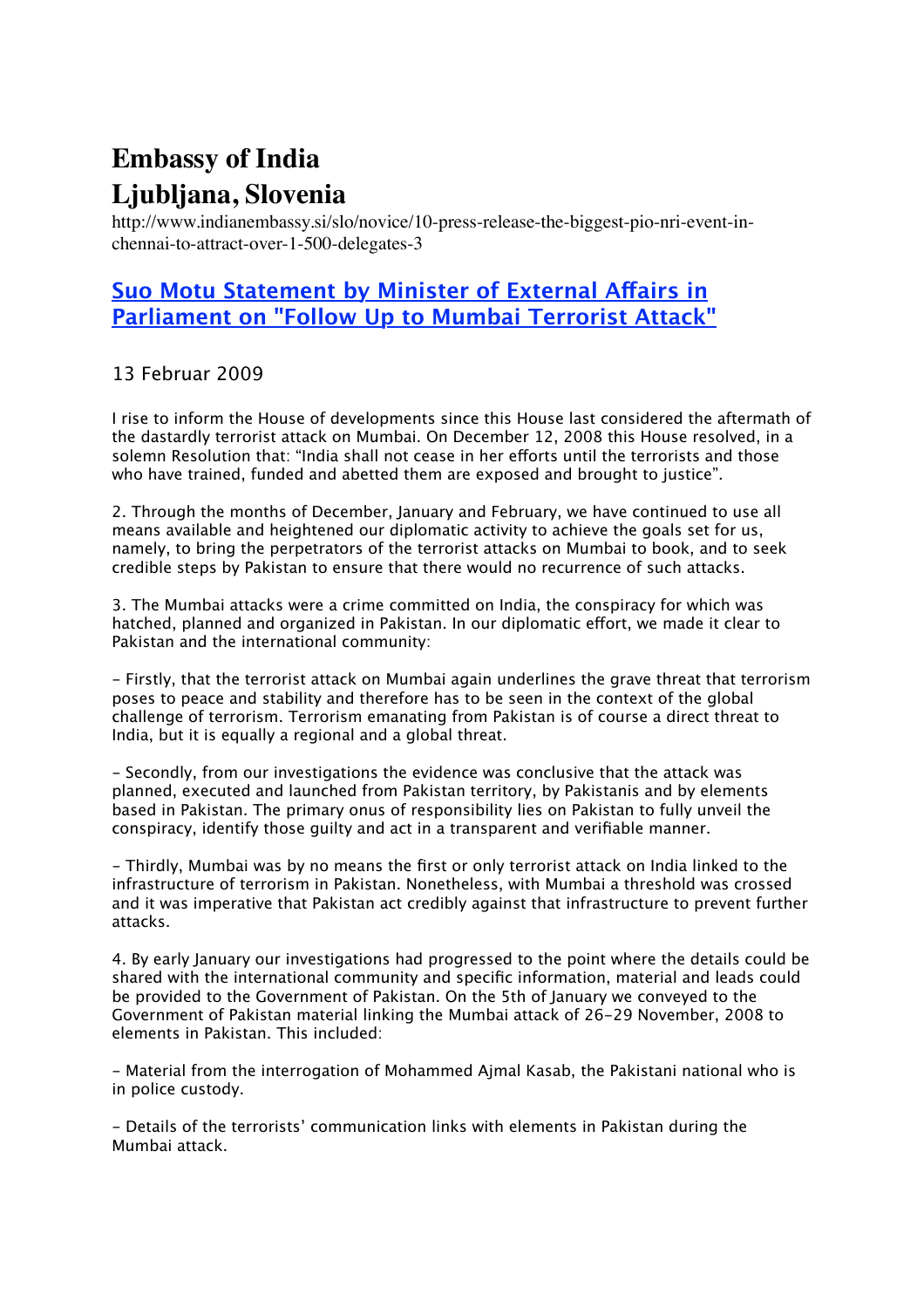# Embassy of India
# Ljubljana, Slovenia

http://www.indianembassy.si/slo/novice/10-press-release-the-biggest-pio-nri-event-in-chennai-to-attract-over-1-500-delegates-3

## Suo Motu Statement by Minister of External Affairs in Parliament on "Follow Up to Mumbai Terrorist Attack"

13 Februar 2009

I rise to inform the House of developments since this House last considered the aftermath of the dastardly terrorist attack on Mumbai. On December 12, 2008 this House resolved, in a solemn Resolution that: "India shall not cease in her efforts until the terrorists and those who have trained, funded and abetted them are exposed and brought to justice".

2. Through the months of December, January and February, we have continued to use all means available and heightened our diplomatic activity to achieve the goals set for us, namely, to bring the perpetrators of the terrorist attacks on Mumbai to book, and to seek credible steps by Pakistan to ensure that there would no recurrence of such attacks.

3. The Mumbai attacks were a crime committed on India, the conspiracy for which was hatched, planned and organized in Pakistan. In our diplomatic effort, we made it clear to Pakistan and the international community:

- Firstly, that the terrorist attack on Mumbai again underlines the grave threat that terrorism poses to peace and stability and therefore has to be seen in the context of the global challenge of terrorism. Terrorism emanating from Pakistan is of course a direct threat to India, but it is equally a regional and a global threat.

- Secondly, from our investigations the evidence was conclusive that the attack was planned, executed and launched from Pakistan territory, by Pakistanis and by elements based in Pakistan. The primary onus of responsibility lies on Pakistan to fully unveil the conspiracy, identify those guilty and act in a transparent and verifiable manner.

- Thirdly, Mumbai was by no means the first or only terrorist attack on India linked to the infrastructure of terrorism in Pakistan. Nonetheless, with Mumbai a threshold was crossed and it was imperative that Pakistan act credibly against that infrastructure to prevent further attacks.

4. By early January our investigations had progressed to the point where the details could be shared with the international community and specific information, material and leads could be provided to the Government of Pakistan. On the 5th of January we conveyed to the Government of Pakistan material linking the Mumbai attack of 26-29 November, 2008 to elements in Pakistan. This included:

- Material from the interrogation of Mohammed Ajmal Kasab, the Pakistani national who is in police custody.

- Details of the terrorists' communication links with elements in Pakistan during the Mumbai attack.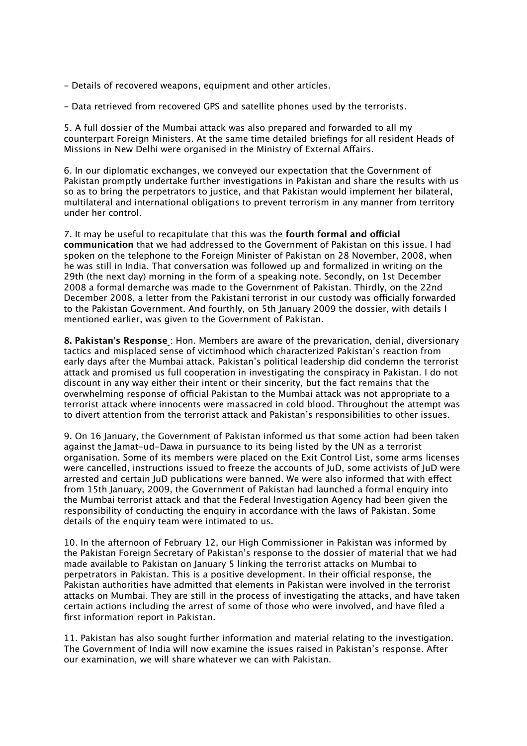- Details of recovered weapons, equipment and other articles.

- Data retrieved from recovered GPS and satellite phones used by the terrorists.

5. A full dossier of the Mumbai attack was also prepared and forwarded to all my counterpart Foreign Ministers. At the same time detailed briefings for all resident Heads of Missions in New Delhi were organised in the Ministry of External Affairs.

6. In our diplomatic exchanges, we conveyed our expectation that the Government of Pakistan promptly undertake further investigations in Pakistan and share the results with us so as to bring the perpetrators to justice, and that Pakistan would implement her bilateral, multilateral and international obligations to prevent terrorism in any manner from territory under her control.

7. It may be useful to recapitulate that this was the **fourth formal and official communication** that we had addressed to the Government of Pakistan on this issue. I had spoken on the telephone to the Foreign Minister of Pakistan on 28 November, 2008, when he was still in India. That conversation was followed up and formalized in writing on the 29th (the next day) morning in the form of a speaking note. Secondly, on 1st December 2008 a formal demarche was made to the Government of Pakistan. Thirdly, on the 22nd December 2008, a letter from the Pakistani terrorist in our custody was officially forwarded to the Pakistan Government. And fourthly, on 5th January 2009 the dossier, with details I mentioned earlier, was given to the Government of Pakistan.

**8. Pakistan's Response**: Hon. Members are aware of the prevarication, denial, diversionary tactics and misplaced sense of victimhood which characterized Pakistan's reaction from early days after the Mumbai attack. Pakistan's political leadership did condemn the terrorist attack and promised us full cooperation in investigating the conspiracy in Pakistan. I do not discount in any way either their intent or their sincerity, but the fact remains that the overwhelming response of official Pakistan to the Mumbai attack was not appropriate to a terrorist attack where innocents were massacred in cold blood. Throughout the attempt was to divert attention from the terrorist attack and Pakistan's responsibilities to other issues.

9. On 16 January, the Government of Pakistan informed us that some action had been taken against the Jamat-ud-Dawa in pursuance to its being listed by the UN as a terrorist organisation. Some of its members were placed on the Exit Control List, some arms licenses were cancelled, instructions issued to freeze the accounts of JuD, some activists of JuD were arrested and certain JuD publications were banned. We were also informed that with effect from 15th January, 2009, the Government of Pakistan had launched a formal enquiry into the Mumbai terrorist attack and that the Federal Investigation Agency had been given the responsibility of conducting the enquiry in accordance with the laws of Pakistan. Some details of the enquiry team were intimated to us.

10. In the afternoon of February 12, our High Commissioner in Pakistan was informed by the Pakistan Foreign Secretary of Pakistan's response to the dossier of material that we had made available to Pakistan on January 5 linking the terrorist attacks on Mumbai to perpetrators in Pakistan. This is a positive development. In their official response, the Pakistan authorities have admitted that elements in Pakistan were involved in the terrorist attacks on Mumbai. They are still in the process of investigating the attacks, and have taken certain actions including the arrest of some of those who were involved, and have filed a first information report in Pakistan.

11. Pakistan has also sought further information and material relating to the investigation. The Government of India will now examine the issues raised in Pakistan's response. After our examination, we will share whatever we can with Pakistan.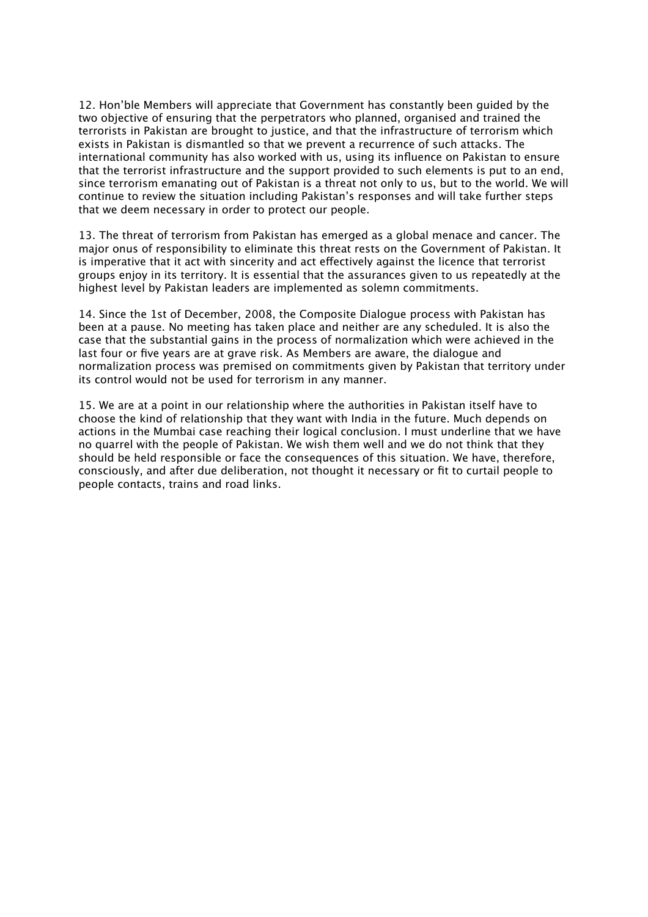12. Hon'ble Members will appreciate that Government has constantly been guided by the two objective of ensuring that the perpetrators who planned, organised and trained the terrorists in Pakistan are brought to justice, and that the infrastructure of terrorism which exists in Pakistan is dismantled so that we prevent a recurrence of such attacks. The international community has also worked with us, using its influence on Pakistan to ensure that the terrorist infrastructure and the support provided to such elements is put to an end, since terrorism emanating out of Pakistan is a threat not only to us, but to the world. We will continue to review the situation including Pakistan's responses and will take further steps that we deem necessary in order to protect our people.

13. The threat of terrorism from Pakistan has emerged as a global menace and cancer. The major onus of responsibility to eliminate this threat rests on the Government of Pakistan. It is imperative that it act with sincerity and act effectively against the licence that terrorist groups enjoy in its territory. It is essential that the assurances given to us repeatedly at the highest level by Pakistan leaders are implemented as solemn commitments.

14. Since the 1st of December, 2008, the Composite Dialogue process with Pakistan has been at a pause. No meeting has taken place and neither are any scheduled. It is also the case that the substantial gains in the process of normalization which were achieved in the last four or five years are at grave risk. As Members are aware, the dialogue and normalization process was premised on commitments given by Pakistan that territory under its control would not be used for terrorism in any manner.

15. We are at a point in our relationship where the authorities in Pakistan itself have to choose the kind of relationship that they want with India in the future. Much depends on actions in the Mumbai case reaching their logical conclusion. I must underline that we have no quarrel with the people of Pakistan. We wish them well and we do not think that they should be held responsible or face the consequences of this situation. We have, therefore, consciously, and after due deliberation, not thought it necessary or fit to curtail people to people contacts, trains and road links.